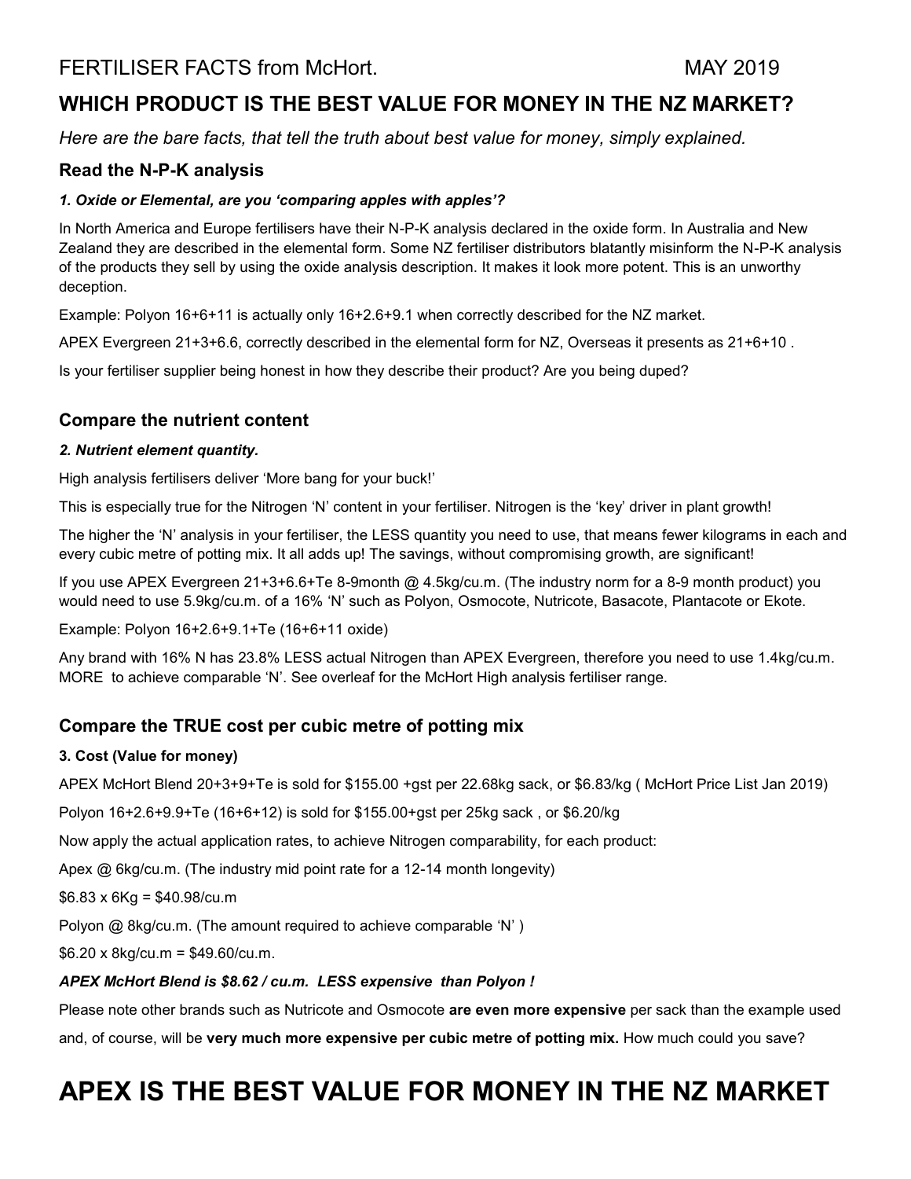FERTILISER FACTS from McHort. MAY 2019

## WHICH PRODUCT IS THE BEST VALUE FOR MONEY IN THE NZ MARKET?

*Here are the bare facts, that tell the truth about best value for money, simply explained.*

### Read the N-P-K analysis

***1. Oxide or Elemental, are you 'comparing apples with apples'?***

In North America and Europe fertilisers have their N-P-K analysis declared in the oxide form. In Australia and New Zealand they are described in the elemental form. Some NZ fertiliser distributors blatantly misinform the N-P-K analysis of the products they sell by using the oxide analysis description. It makes it look more potent. This is an unworthy deception.

Example: Polyon 16+6+11 is actually only 16+2.6+9.1 when correctly described for the NZ market.

APEX Evergreen 21+3+6.6, correctly described in the elemental form for NZ, Overseas it presents as 21+6+10 .

Is your fertiliser supplier being honest in how they describe their product? Are you being duped?

### Compare the nutrient content

***2. Nutrient element quantity.***

High analysis fertilisers deliver 'More bang for your buck!'

This is especially true for the Nitrogen 'N' content in your fertiliser. Nitrogen is the 'key' driver in plant growth!

The higher the 'N' analysis in your fertiliser, the LESS quantity you need to use, that means fewer kilograms in each and every cubic metre of potting mix. It all adds up! The savings, without compromising growth, are significant!

If you use APEX Evergreen 21+3+6.6+Te 8-9month @ 4.5kg/cu.m. (The industry norm for a 8-9 month product) you would need to use 5.9kg/cu.m. of a 16% 'N' such as Polyon, Osmocote, Nutricote, Basacote, Plantacote or Ekote.

Example: Polyon 16+2.6+9.1+Te (16+6+11 oxide)

Any brand with 16% N has 23.8% LESS actual Nitrogen than APEX Evergreen, therefore you need to use 1.4kg/cu.m. MORE to achieve comparable 'N'. See overleaf for the McHort High analysis fertiliser range.

### Compare the TRUE cost per cubic metre of potting mix

**3. Cost (Value for money)**

APEX McHort Blend 20+3+9+Te is sold for $155.00 +gst per 22.68kg sack, or $6.83/kg ( McHort Price List Jan 2019)

Polyon 16+2.6+9.9+Te (16+6+12) is sold for $155.00+gst per 25kg sack , or $6.20/kg

Now apply the actual application rates, to achieve Nitrogen comparability, for each product:

Apex @ 6kg/cu.m. (The industry mid point rate for a 12-14 month longevity)

$6.83 x 6Kg = $40.98/cu.m

Polyon @ 8kg/cu.m. (The amount required to achieve comparable 'N' )

$6.20 x 8kg/cu.m = $49.60/cu.m.

***APEX McHort Blend is $8.62 / cu.m. LESS expensive than Polyon !***

Please note other brands such as Nutricote and Osmocote **are even more expensive** per sack than the example used and, of course, will be **very much more expensive per cubic metre of potting mix.** How much could you save?

# APEX IS THE BEST VALUE FOR MONEY IN THE NZ MARKET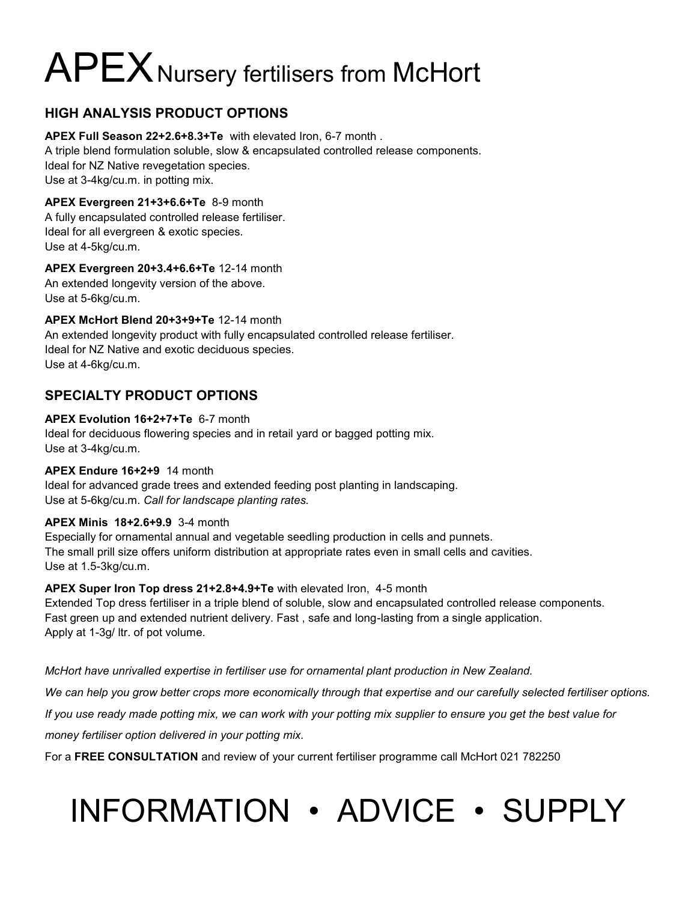# APEX Nursery fertilisers from McHort

## HIGH ANALYSIS PRODUCT OPTIONS

**APEX Full Season 22+2.6+8.3+Te** with elevated Iron, 6-7 month .
A triple blend formulation soluble, slow & encapsulated controlled release components.
Ideal for NZ Native revegetation species.
Use at 3-4kg/cu.m. in potting mix.

**APEX Evergreen 21+3+6.6+Te** 8-9 month
A fully encapsulated controlled release fertiliser.
Ideal for all evergreen & exotic species.
Use at 4-5kg/cu.m.

**APEX Evergreen 20+3.4+6.6+Te** 12-14 month
An extended longevity version of the above.
Use at 5-6kg/cu.m.

**APEX McHort Blend 20+3+9+Te** 12-14 month
An extended longevity product with fully encapsulated controlled release fertiliser.
Ideal for NZ Native and exotic deciduous species.
Use at 4-6kg/cu.m.

## SPECIALTY PRODUCT OPTIONS

**APEX Evolution 16+2+7+Te** 6-7 month
Ideal for deciduous flowering species and in retail yard or bagged potting mix.
Use at 3-4kg/cu.m.

**APEX Endure 16+2+9** 14 month
Ideal for advanced grade trees and extended feeding post planting in landscaping.
Use at 5-6kg/cu.m. *Call for landscape planting rates.*

**APEX Minis 18+2.6+9.9** 3-4 month
Especially for ornamental annual and vegetable seedling production in cells and punnets.
The small prill size offers uniform distribution at appropriate rates even in small cells and cavities.
Use at 1.5-3kg/cu.m.

**APEX Super Iron Top dress 21+2.8+4.9+Te** with elevated Iron, 4-5 month
Extended Top dress fertiliser in a triple blend of soluble, slow and encapsulated controlled release components.
Fast green up and extended nutrient delivery. Fast , safe and long-lasting from a single application.
Apply at 1-3g/ ltr. of pot volume.

*McHort have unrivalled expertise in fertiliser use for ornamental plant production in New Zealand.*

*We can help you grow better crops more economically through that expertise and our carefully selected fertiliser options.*

*If you use ready made potting mix, we can work with your potting mix supplier to ensure you get the best value for money fertiliser option delivered in your potting mix.*

For a **FREE CONSULTATION** and review of your current fertiliser programme call McHort 021 782250

# INFORMATION • ADVICE • SUPPLY